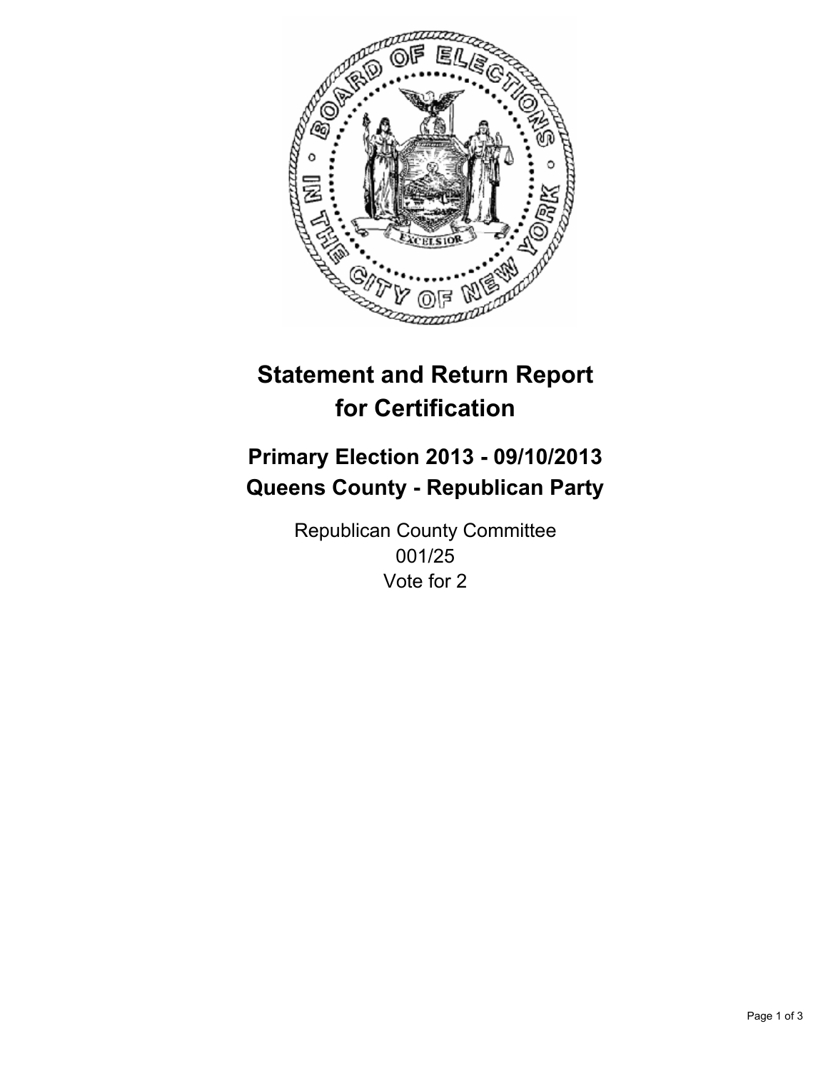# Statement and Return Report for Certification

## Primary Election 2013 - 09/10/2013
## Queens County - Republican Party

Republican County Committee
001/25
Vote for 2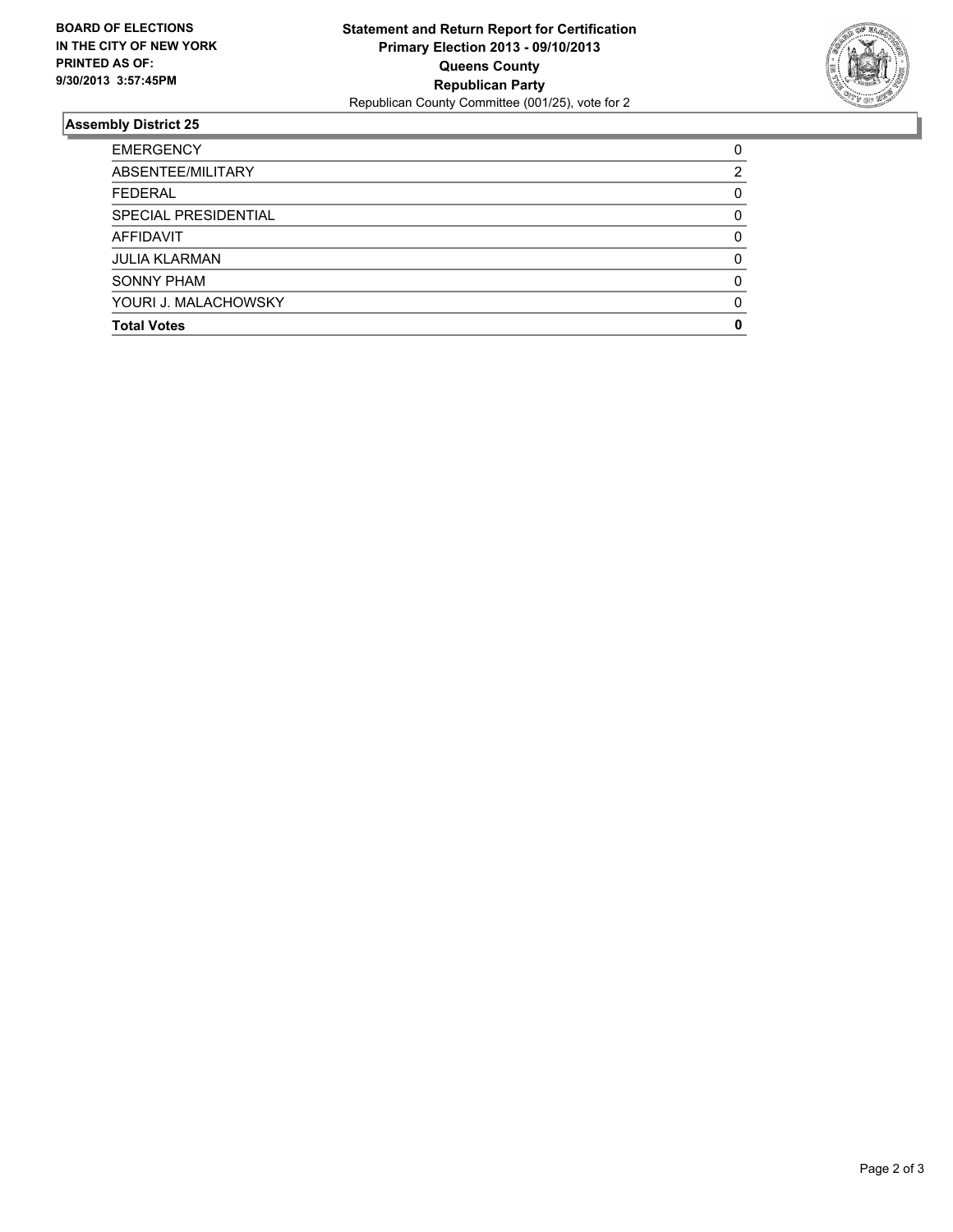**BOARD OF ELECTIONS IN THE CITY OF NEW YORK PRINTED AS OF: 9/30/2013 3:57:45PM**

**Statement and Return Report for Certification**
**Primary Election 2013 - 09/10/2013**
**Queens County**
**Republican Party**
Republican County Committee (001/25), vote for 2

## Assembly District 25

| | |
|---|---|
| EMERGENCY | 0 |
| ABSENTEE/MILITARY | 2 |
| FEDERAL | 0 |
| SPECIAL PRESIDENTIAL | 0 |
| AFFIDAVIT | 0 |
| JULIA KLARMAN | 0 |
| SONNY PHAM | 0 |
| YOURI J. MALACHOWSKY | 0 |
| **Total Votes** | **0** |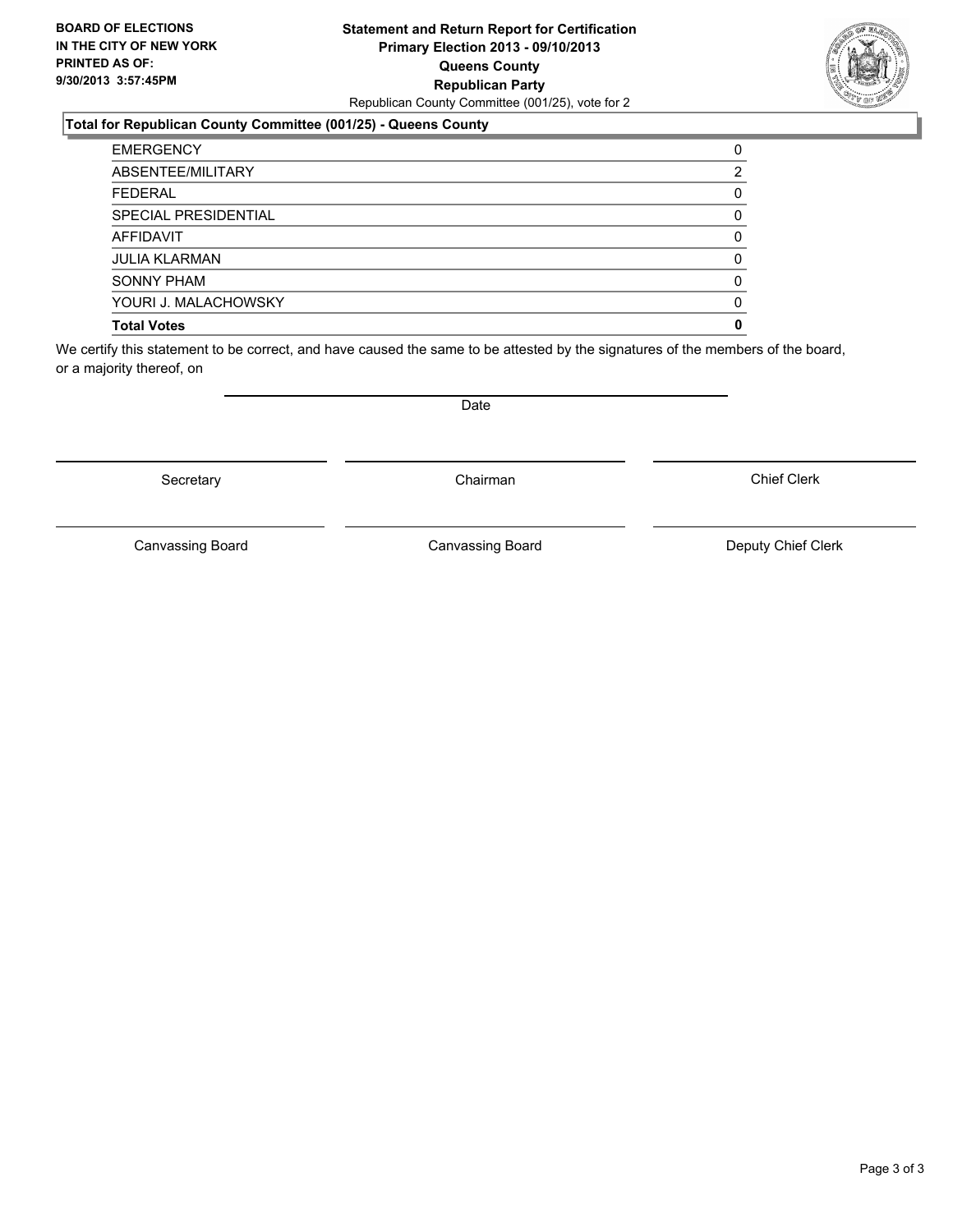**BOARD OF ELECTIONS IN THE CITY OF NEW YORK PRINTED AS OF: 9/30/2013 3:57:45PM**

**Statement and Return Report for Certification**
**Primary Election 2013 - 09/10/2013**
**Queens County**
**Republican Party**
Republican County Committee (001/25), vote for 2

**Total for Republican County Committee (001/25) - Queens County**

| | |
|---|---|
| EMERGENCY | 0 |
| ABSENTEE/MILITARY | 2 |
| FEDERAL | 0 |
| SPECIAL PRESIDENTIAL | 0 |
| AFFIDAVIT | 0 |
| JULIA KLARMAN | 0 |
| SONNY PHAM | 0 |
| YOURI J. MALACHOWSKY | 0 |
| **Total Votes** | **0** |

We certify this statement to be correct, and have caused the same to be attested by the signatures of the members of the board, or a majority thereof, on

Date

Secretary

Chairman

Chief Clerk

Canvassing Board

Canvassing Board

Deputy Chief Clerk